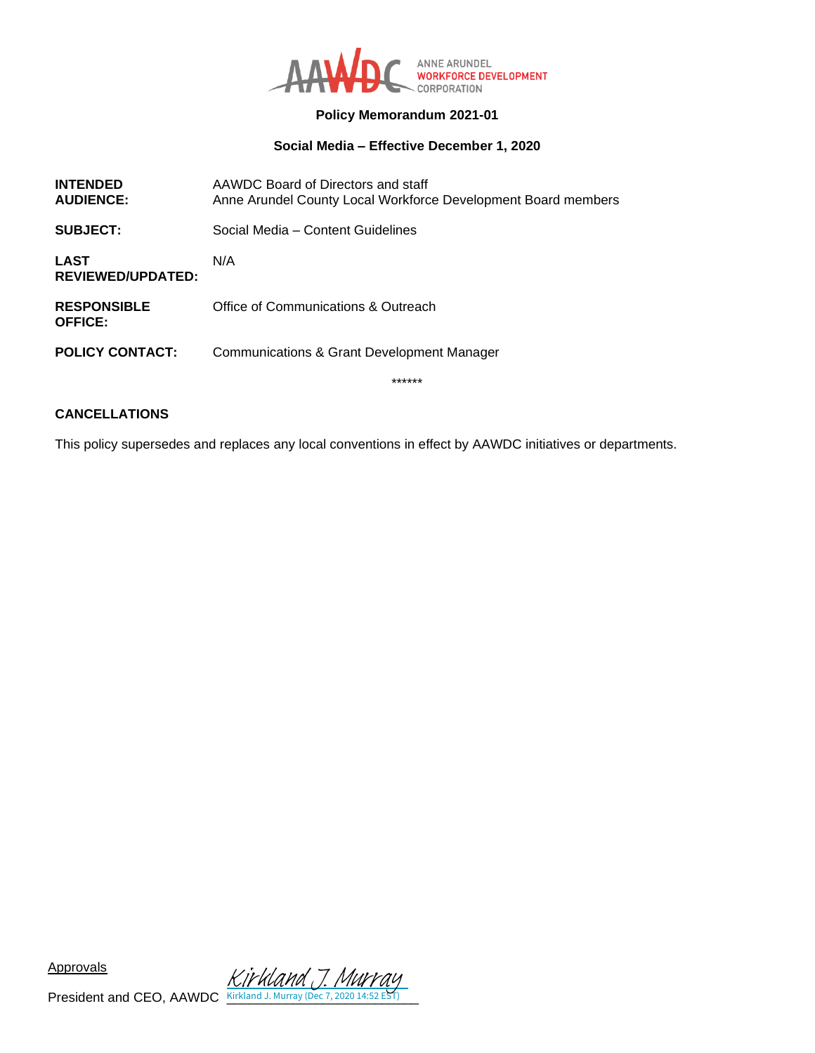ANNE ARUNDEL WORKFORCE DEVELOPMENT CORPORATION

**Policy Memorandum 2021-01**

**Social Media – Effective December 1, 2020**

| | |
|---|---|
| **INTENDED AUDIENCE:** | AAWDC Board of Directors and staff<br>Anne Arundel County Local Workforce Development Board members |
| **SUBJECT:** | Social Media – Content Guidelines |
| **LAST REVIEWED/UPDATED:** | N/A |
| **RESPONSIBLE OFFICE:** | Office of Communications & Outreach |
| **POLICY CONTACT:** | Communications & Grant Development Manager |

******

## CANCELLATIONS

This policy supersedes and replaces any local conventions in effect by AAWDC initiatives or departments.

Approvals

President and CEO, AAWDC Kirkland J. Murray
Kirkland J. Murray (Dec 7, 2020 14:52 EST)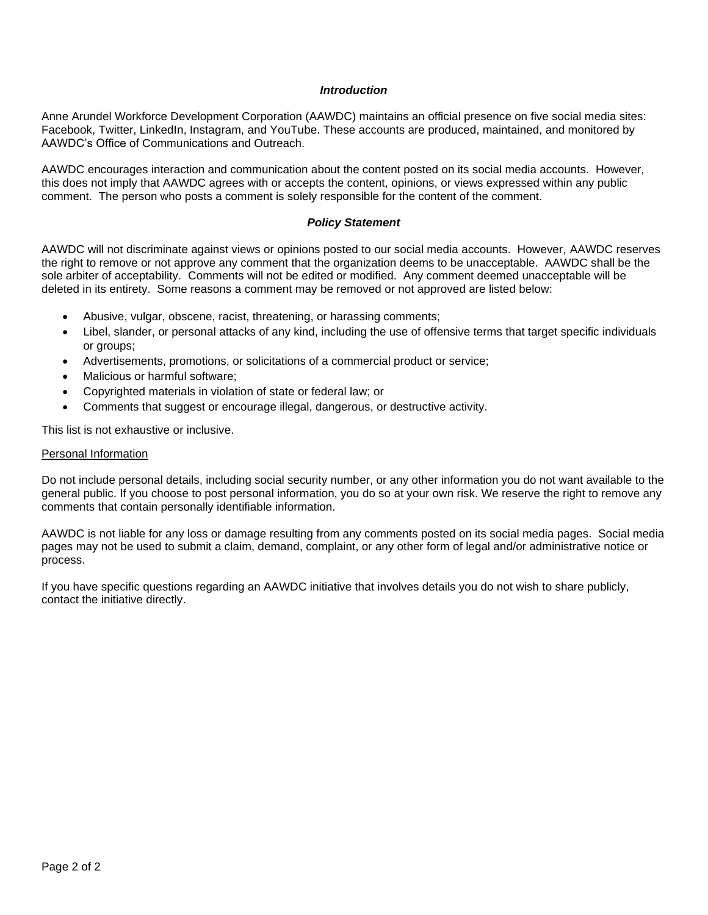### *Introduction*

Anne Arundel Workforce Development Corporation (AAWDC) maintains an official presence on five social media sites: Facebook, Twitter, LinkedIn, Instagram, and YouTube. These accounts are produced, maintained, and monitored by AAWDC's Office of Communications and Outreach.

AAWDC encourages interaction and communication about the content posted on its social media accounts. However, this does not imply that AAWDC agrees with or accepts the content, opinions, or views expressed within any public comment. The person who posts a comment is solely responsible for the content of the comment.

### *Policy Statement*

AAWDC will not discriminate against views or opinions posted to our social media accounts. However, AAWDC reserves the right to remove or not approve any comment that the organization deems to be unacceptable. AAWDC shall be the sole arbiter of acceptability. Comments will not be edited or modified. Any comment deemed unacceptable will be deleted in its entirety. Some reasons a comment may be removed or not approved are listed below:

- Abusive, vulgar, obscene, racist, threatening, or harassing comments;
- Libel, slander, or personal attacks of any kind, including the use of offensive terms that target specific individuals or groups;
- Advertisements, promotions, or solicitations of a commercial product or service;
- Malicious or harmful software;
- Copyrighted materials in violation of state or federal law; or
- Comments that suggest or encourage illegal, dangerous, or destructive activity.

This list is not exhaustive or inclusive.

<u>Personal Information</u>

Do not include personal details, including social security number, or any other information you do not want available to the general public. If you choose to post personal information, you do so at your own risk. We reserve the right to remove any comments that contain personally identifiable information.

AAWDC is not liable for any loss or damage resulting from any comments posted on its social media pages. Social media pages may not be used to submit a claim, demand, complaint, or any other form of legal and/or administrative notice or process.

If you have specific questions regarding an AAWDC initiative that involves details you do not wish to share publicly, contact the initiative directly.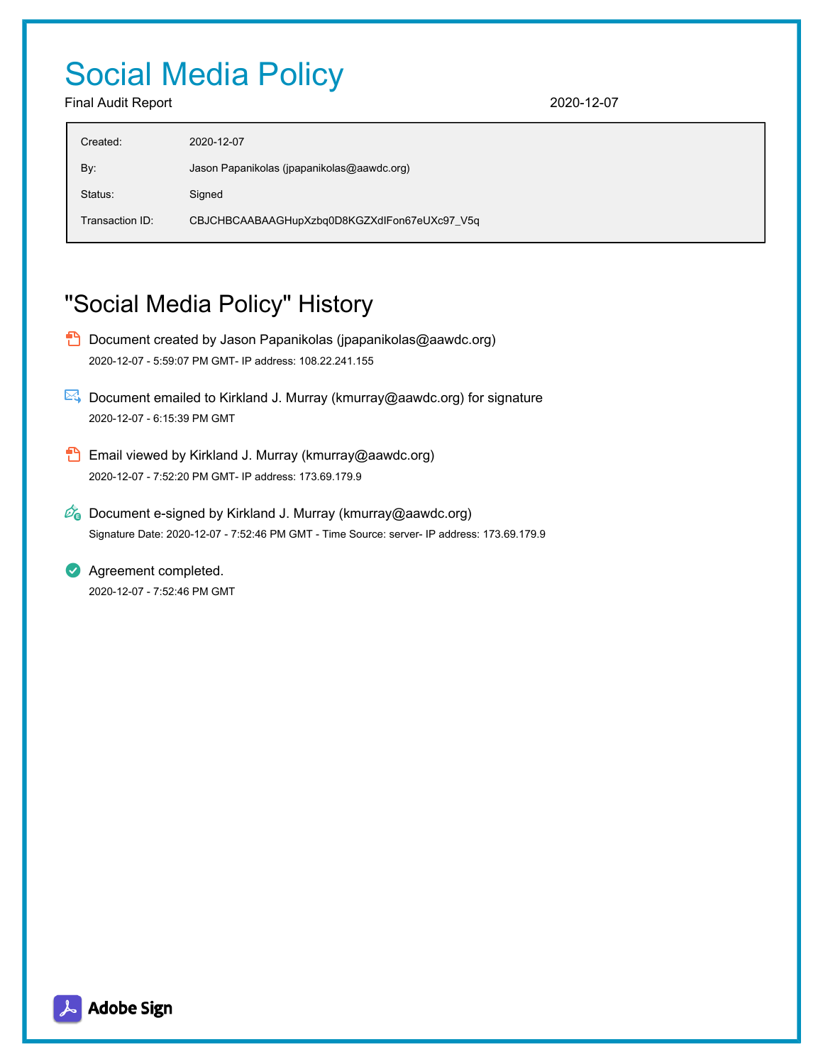# Social Media Policy

Final Audit Report 2020-12-07

| | |
|---|---|
| Created: | 2020-12-07 |
| By: | Jason Papanikolas (jpapanikolas@aawdc.org) |
| Status: | Signed |
| Transaction ID: | CBJCHBCAABAAGHupXzbq0D8KGZXdIFon67eUXc97_V5q |

## "Social Media Policy" History

- Document created by Jason Papanikolas (jpapanikolas@aawdc.org)
  2020-12-07 - 5:59:07 PM GMT- IP address: 108.22.241.155

- Document emailed to Kirkland J. Murray (kmurray@aawdc.org) for signature
  2020-12-07 - 6:15:39 PM GMT

- Email viewed by Kirkland J. Murray (kmurray@aawdc.org)
  2020-12-07 - 7:52:20 PM GMT- IP address: 173.69.179.9

- Document e-signed by Kirkland J. Murray (kmurray@aawdc.org)
  Signature Date: 2020-12-07 - 7:52:46 PM GMT - Time Source: server- IP address: 173.69.179.9

- Agreement completed.
  2020-12-07 - 7:52:46 PM GMT

Adobe Sign